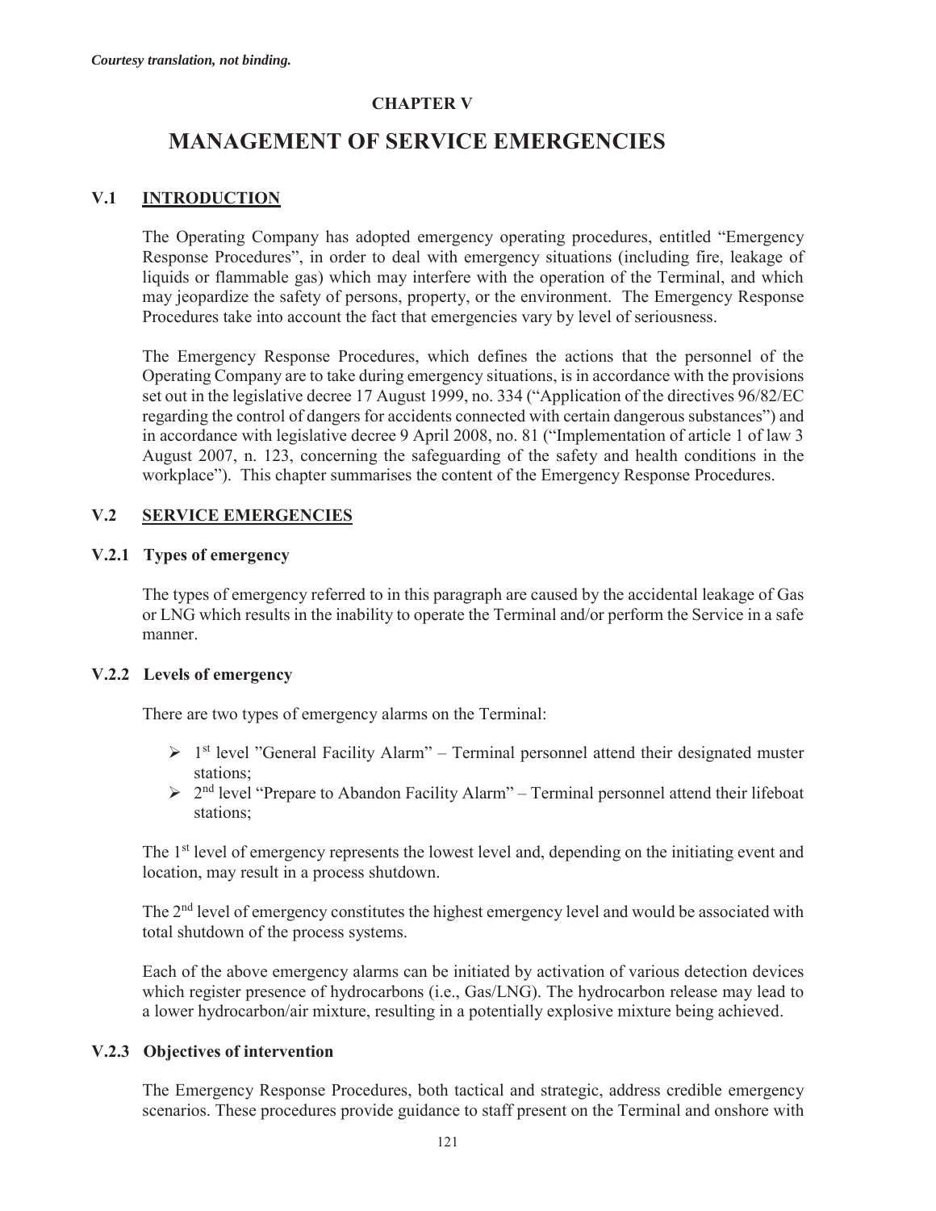*Courtesy translation, not binding.*

**CHAPTER V**

# MANAGEMENT OF SERVICE EMERGENCIES

## V.1 INTRODUCTION

The Operating Company has adopted emergency operating procedures, entitled "Emergency Response Procedures", in order to deal with emergency situations (including fire, leakage of liquids or flammable gas) which may interfere with the operation of the Terminal, and which may jeopardize the safety of persons, property, or the environment. The Emergency Response Procedures take into account the fact that emergencies vary by level of seriousness.

The Emergency Response Procedures, which defines the actions that the personnel of the Operating Company are to take during emergency situations, is in accordance with the provisions set out in the legislative decree 17 August 1999, no. 334 ("Application of the directives 96/82/EC regarding the control of dangers for accidents connected with certain dangerous substances") and in accordance with legislative decree 9 April 2008, no. 81 ("Implementation of article 1 of law 3 August 2007, n. 123, concerning the safeguarding of the safety and health conditions in the workplace"). This chapter summarises the content of the Emergency Response Procedures.

## V.2 SERVICE EMERGENCIES

### V.2.1 Types of emergency

The types of emergency referred to in this paragraph are caused by the accidental leakage of Gas or LNG which results in the inability to operate the Terminal and/or perform the Service in a safe manner.

### V.2.2 Levels of emergency

There are two types of emergency alarms on the Terminal:

- 1st level "General Facility Alarm" – Terminal personnel attend their designated muster stations;
- 2nd level "Prepare to Abandon Facility Alarm" – Terminal personnel attend their lifeboat stations;

The 1st level of emergency represents the lowest level and, depending on the initiating event and location, may result in a process shutdown.

The 2nd level of emergency constitutes the highest emergency level and would be associated with total shutdown of the process systems.

Each of the above emergency alarms can be initiated by activation of various detection devices which register presence of hydrocarbons (i.e., Gas/LNG). The hydrocarbon release may lead to a lower hydrocarbon/air mixture, resulting in a potentially explosive mixture being achieved.

### V.2.3 Objectives of intervention

The Emergency Response Procedures, both tactical and strategic, address credible emergency scenarios. These procedures provide guidance to staff present on the Terminal and onshore with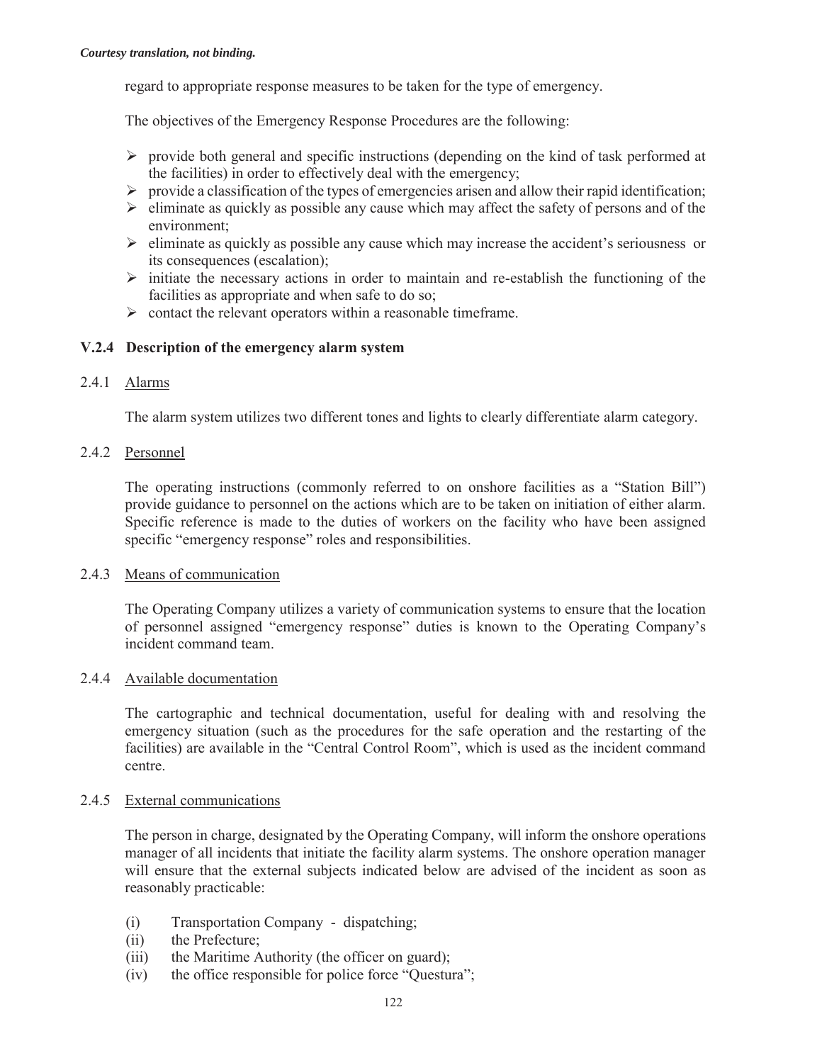regard to appropriate response measures to be taken for the type of emergency.

The objectives of the Emergency Response Procedures are the following:

- provide both general and specific instructions (depending on the kind of task performed at the facilities) in order to effectively deal with the emergency;
- provide a classification of the types of emergencies arisen and allow their rapid identification;
- eliminate as quickly as possible any cause which may affect the safety of persons and of the environment;
- eliminate as quickly as possible any cause which may increase the accident's seriousness or its consequences (escalation);
- initiate the necessary actions in order to maintain and re-establish the functioning of the facilities as appropriate and when safe to do so;
- contact the relevant operators within a reasonable timeframe.

### V.2.4 Description of the emergency alarm system

#### 2.4.1 Alarms

The alarm system utilizes two different tones and lights to clearly differentiate alarm category.

#### 2.4.2 Personnel

The operating instructions (commonly referred to on onshore facilities as a "Station Bill") provide guidance to personnel on the actions which are to be taken on initiation of either alarm. Specific reference is made to the duties of workers on the facility who have been assigned specific "emergency response" roles and responsibilities.

#### 2.4.3 Means of communication

The Operating Company utilizes a variety of communication systems to ensure that the location of personnel assigned "emergency response" duties is known to the Operating Company's incident command team.

#### 2.4.4 Available documentation

The cartographic and technical documentation, useful for dealing with and resolving the emergency situation (such as the procedures for the safe operation and the restarting of the facilities) are available in the "Central Control Room", which is used as the incident command centre.

#### 2.4.5 External communications

The person in charge, designated by the Operating Company, will inform the onshore operations manager of all incidents that initiate the facility alarm systems. The onshore operation manager will ensure that the external subjects indicated below are advised of the incident as soon as reasonably practicable:

(i) Transportation Company - dispatching;
(ii) the Prefecture;
(iii) the Maritime Authority (the officer on guard);
(iv) the office responsible for police force "Questura";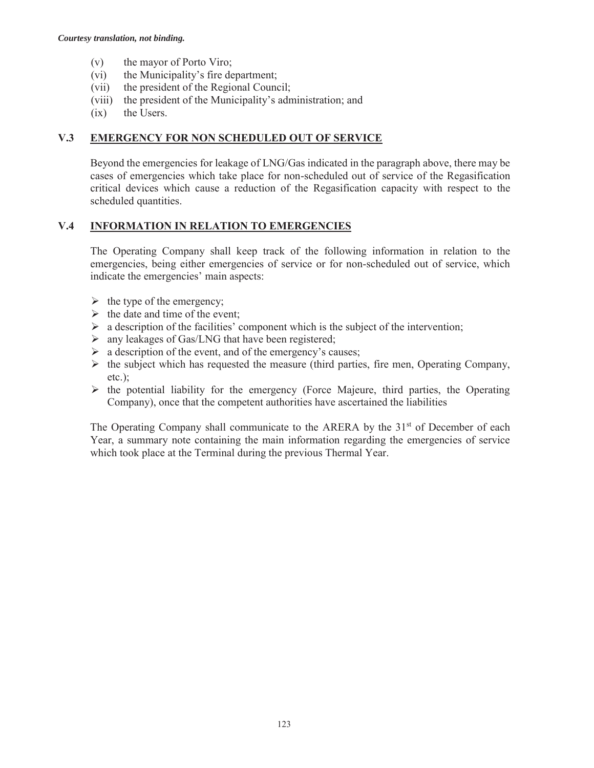*Courtesy translation, not binding.*

(v) the mayor of Porto Viro;
(vi) the Municipality's fire department;
(vii) the president of the Regional Council;
(viii) the president of the Municipality's administration; and
(ix) the Users.

## V.3 EMERGENCY FOR NON SCHEDULED OUT OF SERVICE

Beyond the emergencies for leakage of LNG/Gas indicated in the paragraph above, there may be cases of emergencies which take place for non-scheduled out of service of the Regasification critical devices which cause a reduction of the Regasification capacity with respect to the scheduled quantities.

## V.4 INFORMATION IN RELATION TO EMERGENCIES

The Operating Company shall keep track of the following information in relation to the emergencies, being either emergencies of service or for non-scheduled out of service, which indicate the emergencies' main aspects:

- the type of the emergency;
- the date and time of the event;
- a description of the facilities' component which is the subject of the intervention;
- any leakages of Gas/LNG that have been registered;
- a description of the event, and of the emergency's causes;
- the subject which has requested the measure (third parties, fire men, Operating Company, etc.);
- the potential liability for the emergency (Force Majeure, third parties, the Operating Company), once that the competent authorities have ascertained the liabilities

The Operating Company shall communicate to the ARERA by the 31st of December of each Year, a summary note containing the main information regarding the emergencies of service which took place at the Terminal during the previous Thermal Year.